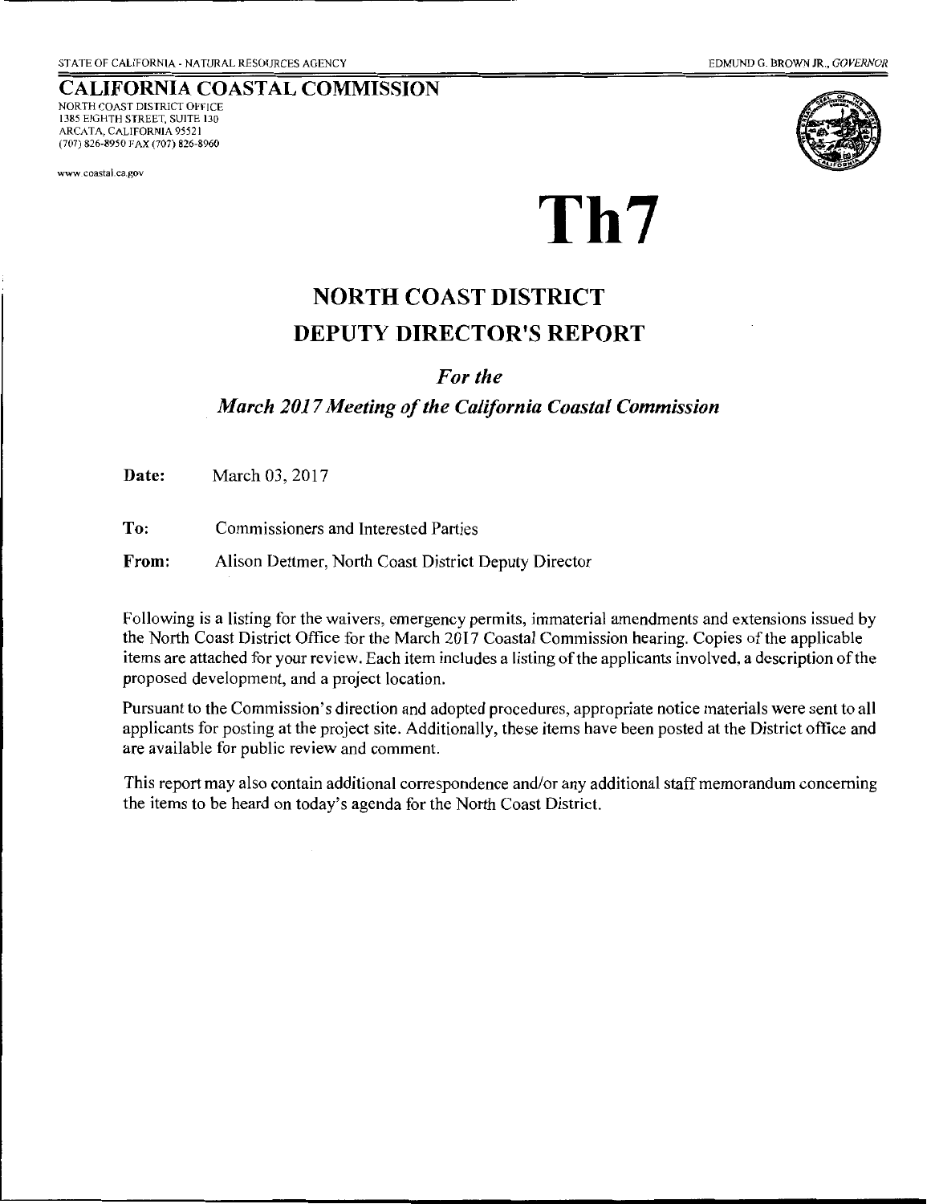STATE OF CALIFORNIA - NATURAL RESOURCES AGENCY

EDMUND G. BROWN JR., *GOVERNOR*

**CALIFORNIA COASTAL COMMISSION**
NORTH COAST DISTRICT OFFICE
1385 EIGHTH STREET, SUITE 130
ARCATA, CALIFORNIA 95521
(707) 826-8950 FAX (707) 826-8960

www.coastal.ca.gov

# Th7

## NORTH COAST DISTRICT DEPUTY DIRECTOR'S REPORT

### *For the March 2017 Meeting of the California Coastal Commission*

**Date:** March 03, 2017

**To:** Commissioners and Interested Parties

**From:** Alison Dettmer, North Coast District Deputy Director

Following is a listing for the waivers, emergency permits, immaterial amendments and extensions issued by the North Coast District Office for the March 2017 Coastal Commission hearing. Copies of the applicable items are attached for your review. Each item includes a listing of the applicants involved, a description of the proposed development, and a project location.

Pursuant to the Commission's direction and adopted procedures, appropriate notice materials were sent to all applicants for posting at the project site. Additionally, these items have been posted at the District office and are available for public review and comment.

This report may also contain additional correspondence and/or any additional staff memorandum concerning the items to be heard on today's agenda for the North Coast District.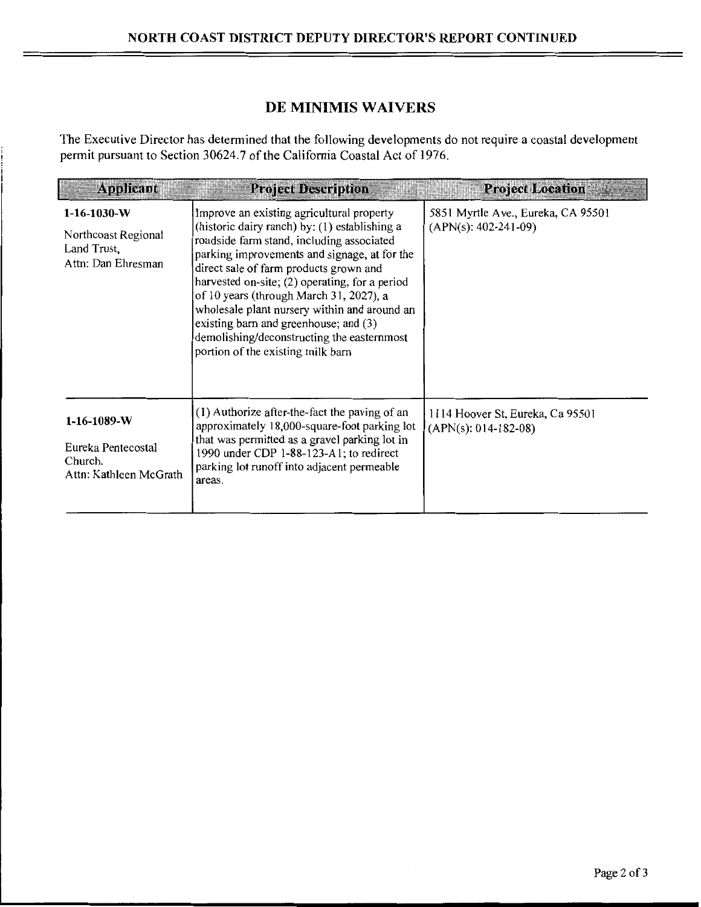## DE MINIMIS WAIVERS

The Executive Director has determined that the following developments do not require a coastal development permit pursuant to Section 30624.7 of the California Coastal Act of 1976.

| Applicant | Project Description | Project Location |
|---|---|---|
| **1-16-1030-W** Northcoast Regional Land Trust, Attn: Dan Ehresman | Improve an existing agricultural property (historic dairy ranch) by: (1) establishing a roadside farm stand, including associated parking improvements and signage, at for the direct sale of farm products grown and harvested on-site; (2) operating, for a period of 10 years (through March 31, 2027), a wholesale plant nursery within and around an existing barn and greenhouse; and (3) demolishing/deconstructing the easternmost portion of the existing milk barn | 5851 Myrtle Ave., Eureka, CA 95501 (APN(s): 402-241-09) |
| **1-16-1089-W** Eureka Pentecostal Church. Attn: Kathleen McGrath | (1) Authorize after-the-fact the paving of an approximately 18,000-square-foot parking lot that was permitted as a gravel parking lot in 1990 under CDP 1-88-123-A1; to redirect parking lot runoff into adjacent permeable areas. | 1114 Hoover St, Eureka, Ca 95501 (APN(s): 014-182-08) |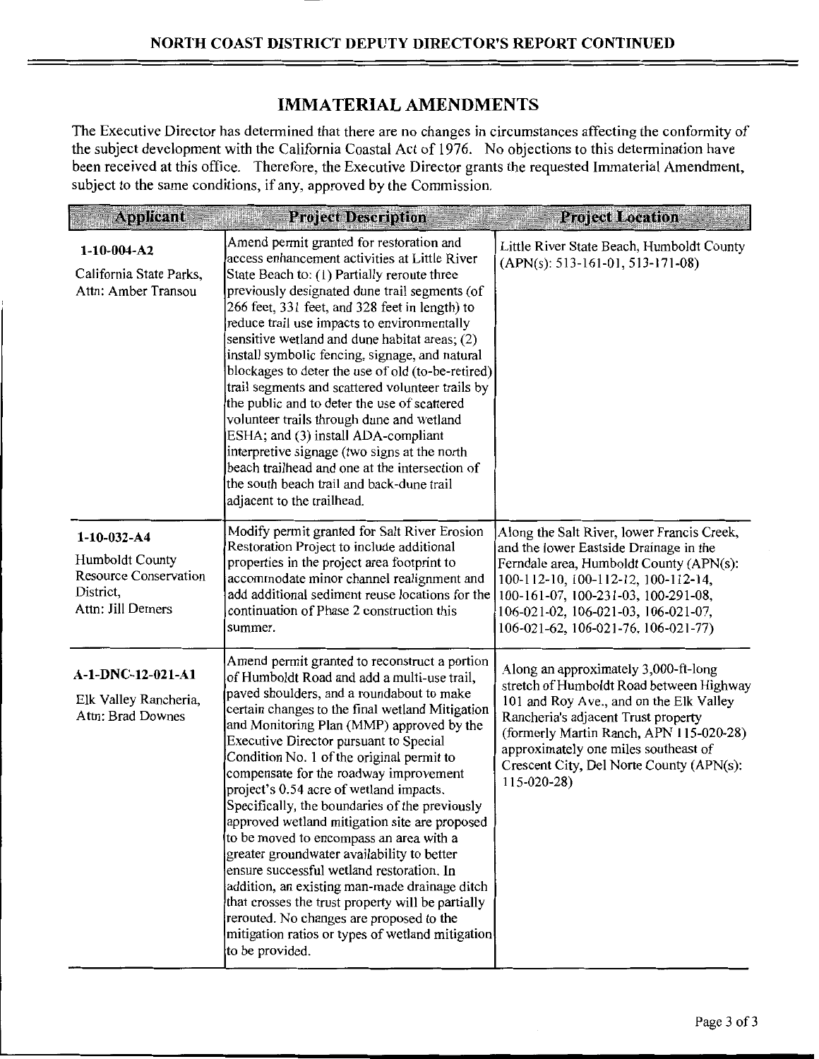## IMMATERIAL AMENDMENTS

The Executive Director has determined that there are no changes in circumstances affecting the conformity of the subject development with the California Coastal Act of 1976. No objections to this determination have been received at this office. Therefore, the Executive Director grants the requested Immaterial Amendment, subject to the same conditions, if any, approved by the Commission.

| Applicant | Project Description | Project Location |
|---|---|---|
| **1-10-004-A2**<br>California State Parks, Attn: Amber Transou | Amend permit granted for restoration and access enhancement activities at Little River State Beach to: (1) Partially reroute three previously designated dune trail segments (of 266 feet, 331 feet, and 328 feet in length) to reduce trail use impacts to environmentally sensitive wetland and dune habitat areas; (2) install symbolic fencing, signage, and natural blockages to deter the use of old (to-be-retired) trail segments and scattered volunteer trails by the public and to deter the use of scattered volunteer trails through dune and wetland ESHA; and (3) install ADA-compliant interpretive signage (two signs at the north beach trailhead and one at the intersection of the south beach trail and back-dune trail adjacent to the trailhead. | Little River State Beach, Humboldt County (APN(s): 513-161-01, 513-171-08) |
| **1-10-032-A4**<br>Humboldt County Resource Conservation District, Attn: Jill Demers | Modify permit granted for Salt River Erosion Restoration Project to include additional properties in the project area footprint to accommodate minor channel realignment and add additional sediment reuse locations for the continuation of Phase 2 construction this summer. | Along the Salt River, lower Francis Creek, and the lower Eastside Drainage in the Ferndale area, Humboldt County (APN(s): 100-112-10, 100-112-12, 100-112-14, 100-161-07, 100-231-03, 100-291-08, 106-021-02, 106-021-03, 106-021-07, 106-021-62, 106-021-76, 106-021-77) |
| **A-1-DNC-12-021-A1**<br>Elk Valley Rancheria, Attn: Brad Downes | Amend permit granted to reconstruct a portion of Humboldt Road and add a multi-use trail, paved shoulders, and a roundabout to make certain changes to the final wetland Mitigation and Monitoring Plan (MMP) approved by the Executive Director pursuant to Special Condition No. 1 of the original permit to compensate for the roadway improvement project's 0.54 acre of wetland impacts. Specifically, the boundaries of the previously approved wetland mitigation site are proposed to be moved to encompass an area with a greater groundwater availability to better ensure successful wetland restoration. In addition, an existing man-made drainage ditch that crosses the trust property will be partially rerouted. No changes are proposed to the mitigation ratios or types of wetland mitigation to be provided. | Along an approximately 3,000-ft-long stretch of Humboldt Road between Highway 101 and Roy Ave., and on the Elk Valley Rancheria's adjacent Trust property (formerly Martin Ranch, APN 115-020-28) approximately one miles southeast of Crescent City, Del Norte County (APN(s): 115-020-28) |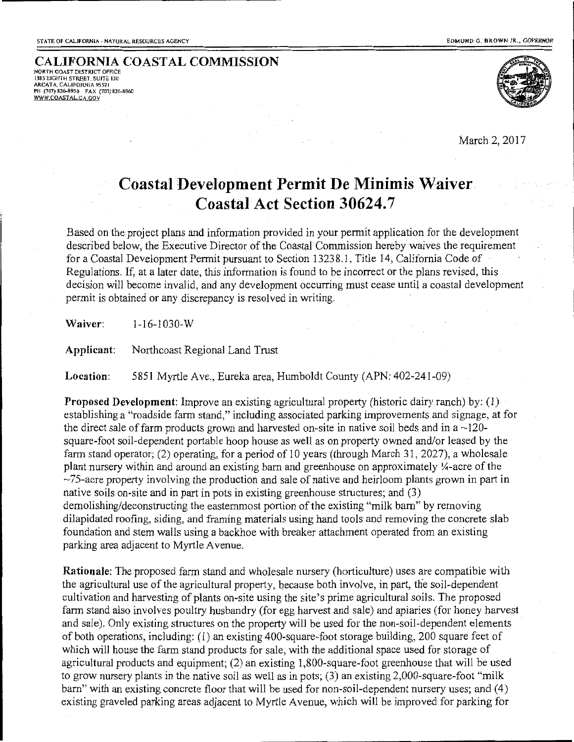STATE OF CALIFORNIA - NATURAL RESOURCES AGENCY — EDMUND G. BROWN JR., *GOVERNOR*

**CALIFORNIA COASTAL COMMISSION**
NORTH COAST DISTRICT OFFICE
1385 EIGHTH STREET, SUITE 130
ARCATA, CALIFORNIA 95521
PH (707) 826-8950 FAX (707) 826-8960
WWW.COASTAL.CA.GOV

March 2, 2017

# Coastal Development Permit De Minimis Waiver Coastal Act Section 30624.7

Based on the project plans and information provided in your permit application for the development described below, the Executive Director of the Coastal Commission hereby waives the requirement for a Coastal Development Permit pursuant to Section 13238.1, Title 14, California Code of Regulations. If, at a later date, this information is found to be incorrect or the plans revised, this decision will become invalid, and any development occurring must cease until a coastal development permit is obtained or any discrepancy is resolved in writing.

**Waiver:** 1-16-1030-W

**Applicant:** Northcoast Regional Land Trust

**Location:** 5851 Myrtle Ave., Eureka area, Humboldt County (APN: 402-241-09)

**Proposed Development:** Improve an existing agricultural property (historic dairy ranch) by: (1) establishing a "roadside farm stand," including associated parking improvements and signage, at for the direct sale of farm products grown and harvested on-site in native soil beds and in a ~120-square-foot soil-dependent portable hoop house as well as on property owned and/or leased by the farm stand operator; (2) operating, for a period of 10 years (through March 31, 2027), a wholesale plant nursery within and around an existing barn and greenhouse on approximately ¼-acre of the ~75-acre property involving the production and sale of native and heirloom plants grown in part in native soils on-site and in part in pots in existing greenhouse structures; and (3) demolishing/deconstructing the easternmost portion of the existing "milk barn" by removing dilapidated roofing, siding, and framing materials using hand tools and removing the concrete slab foundation and stem walls using a backhoe with breaker attachment operated from an existing parking area adjacent to Myrtle Avenue.

**Rationale:** The proposed farm stand and wholesale nursery (horticulture) uses are compatible with the agricultural use of the agricultural property, because both involve, in part, the soil-dependent cultivation and harvesting of plants on-site using the site's prime agricultural soils. The proposed farm stand also involves poultry husbandry (for egg harvest and sale) and apiaries (for honey harvest and sale). Only existing structures on the property will be used for the non-soil-dependent elements of both operations, including: (1) an existing 400-square-foot storage building, 200 square feet of which will house the farm stand products for sale, with the additional space used for storage of agricultural products and equipment; (2) an existing 1,800-square-foot greenhouse that will be used to grow nursery plants in the native soil as well as in pots; (3) an existing 2,000-square-foot "milk barn" with an existing concrete floor that will be used for non-soil-dependent nursery uses; and (4) existing graveled parking areas adjacent to Myrtle Avenue, which will be improved for parking for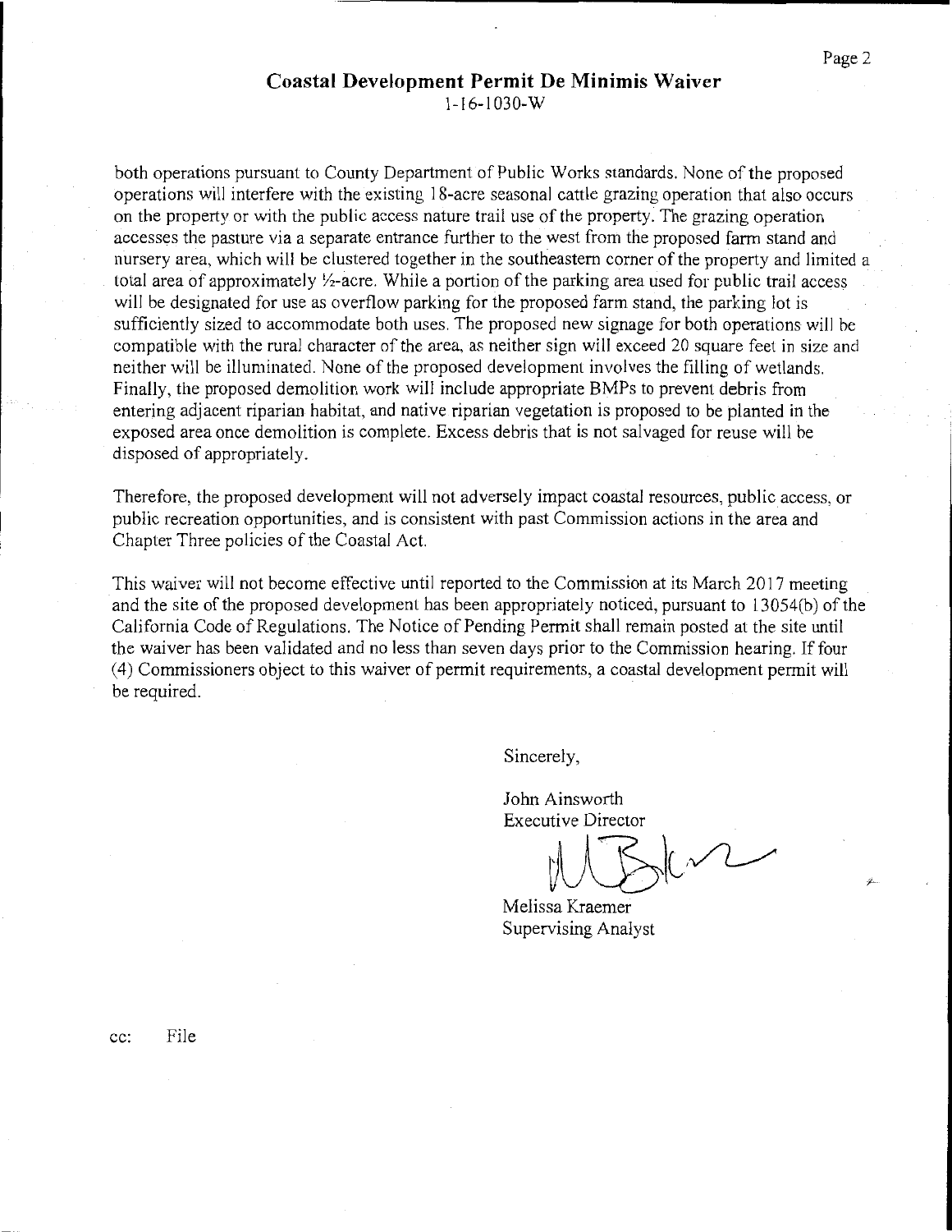## Coastal Development Permit De Minimis Waiver

1-16-1030-W

both operations pursuant to County Department of Public Works standards. None of the proposed operations will interfere with the existing 18-acre seasonal cattle grazing operation that also occurs on the property or with the public access nature trail use of the property. The grazing operation accesses the pasture via a separate entrance further to the west from the proposed farm stand and nursery area, which will be clustered together in the southeastern corner of the property and limited a total area of approximately ½-acre. While a portion of the parking area used for public trail access will be designated for use as overflow parking for the proposed farm stand, the parking lot is sufficiently sized to accommodate both uses. The proposed new signage for both operations will be compatible with the rural character of the area, as neither sign will exceed 20 square feet in size and neither will be illuminated. None of the proposed development involves the filling of wetlands. Finally, the proposed demolition work will include appropriate BMPs to prevent debris from entering adjacent riparian habitat, and native riparian vegetation is proposed to be planted in the exposed area once demolition is complete. Excess debris that is not salvaged for reuse will be disposed of appropriately.

Therefore, the proposed development will not adversely impact coastal resources, public access, or public recreation opportunities, and is consistent with past Commission actions in the area and Chapter Three policies of the Coastal Act.

This waiver will not become effective until reported to the Commission at its March 2017 meeting and the site of the proposed development has been appropriately noticed, pursuant to 13054(b) of the California Code of Regulations. The Notice of Pending Permit shall remain posted at the site until the waiver has been validated and no less than seven days prior to the Commission hearing. If four (4) Commissioners object to this waiver of permit requirements, a coastal development permit will be required.

Sincerely,

John Ainsworth
Executive Director

Melissa Kraemer
Supervising Analyst

cc: File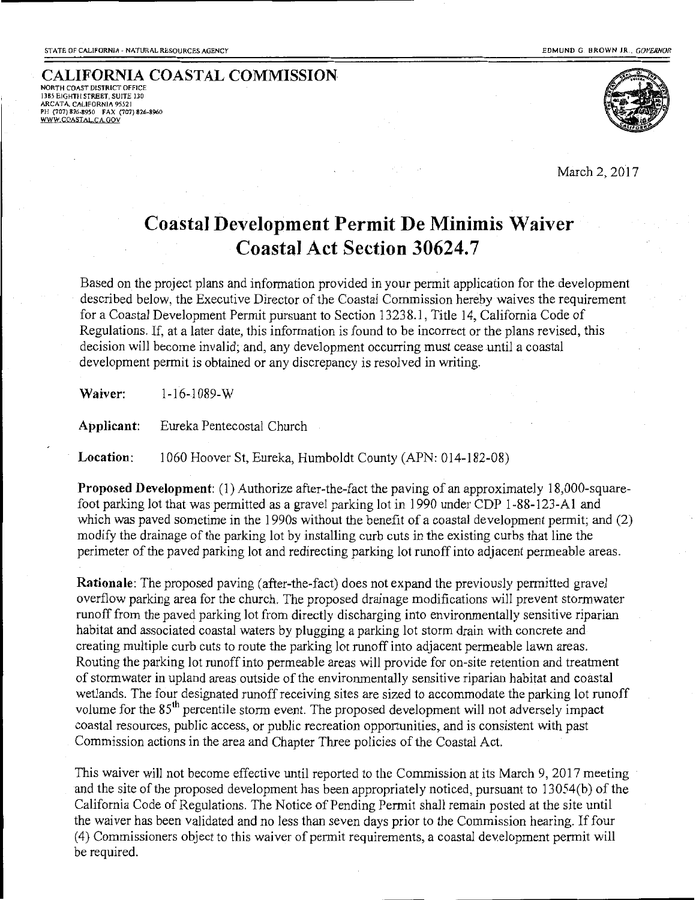STATE OF CALIFORNIA - NATURAL RESOURCES AGENCY

EDMUND G. BROWN JR., *GOVERNOR*

**CALIFORNIA COASTAL COMMISSION**
NORTH COAST DISTRICT OFFICE
1385 EIGHTH STREET, SUITE 130
ARCATA, CALIFORNIA 95521
PH (707) 826-8950 FAX (707) 826-8960
WWW.COASTAL.CA.GOV

March 2, 2017

# Coastal Development Permit De Minimis Waiver
# Coastal Act Section 30624.7

Based on the project plans and information provided in your permit application for the development described below, the Executive Director of the Coastal Commission hereby waives the requirement for a Coastal Development Permit pursuant to Section 13238.1, Title 14, California Code of Regulations. If, at a later date, this information is found to be incorrect or the plans revised, this decision will become invalid; and, any development occurring must cease until a coastal development permit is obtained or any discrepancy is resolved in writing.

**Waiver:** 1-16-1089-W

**Applicant:** Eureka Pentecostal Church

**Location:** 1060 Hoover St, Eureka, Humboldt County (APN: 014-182-08)

**Proposed Development:** (1) Authorize after-the-fact the paving of an approximately 18,000-square-foot parking lot that was permitted as a gravel parking lot in 1990 under CDP 1-88-123-A1 and which was paved sometime in the 1990s without the benefit of a coastal development permit; and (2) modify the drainage of the parking lot by installing curb cuts in the existing curbs that line the perimeter of the paved parking lot and redirecting parking lot runoff into adjacent permeable areas.

**Rationale:** The proposed paving (after-the-fact) does not expand the previously permitted gravel overflow parking area for the church. The proposed drainage modifications will prevent stormwater runoff from the paved parking lot from directly discharging into environmentally sensitive riparian habitat and associated coastal waters by plugging a parking lot storm drain with concrete and creating multiple curb cuts to route the parking lot runoff into adjacent permeable lawn areas. Routing the parking lot runoff into permeable areas will provide for on-site retention and treatment of stormwater in upland areas outside of the environmentally sensitive riparian habitat and coastal wetlands. The four designated runoff receiving sites are sized to accommodate the parking lot runoff volume for the $85^{th}$ percentile storm event. The proposed development will not adversely impact coastal resources, public access, or public recreation opportunities, and is consistent with past Commission actions in the area and Chapter Three policies of the Coastal Act.

This waiver will not become effective until reported to the Commission at its March 9, 2017 meeting and the site of the proposed development has been appropriately noticed, pursuant to 13054(b) of the California Code of Regulations. The Notice of Pending Permit shall remain posted at the site until the waiver has been validated and no less than seven days prior to the Commission hearing. If four (4) Commissioners object to this waiver of permit requirements, a coastal development permit will be required.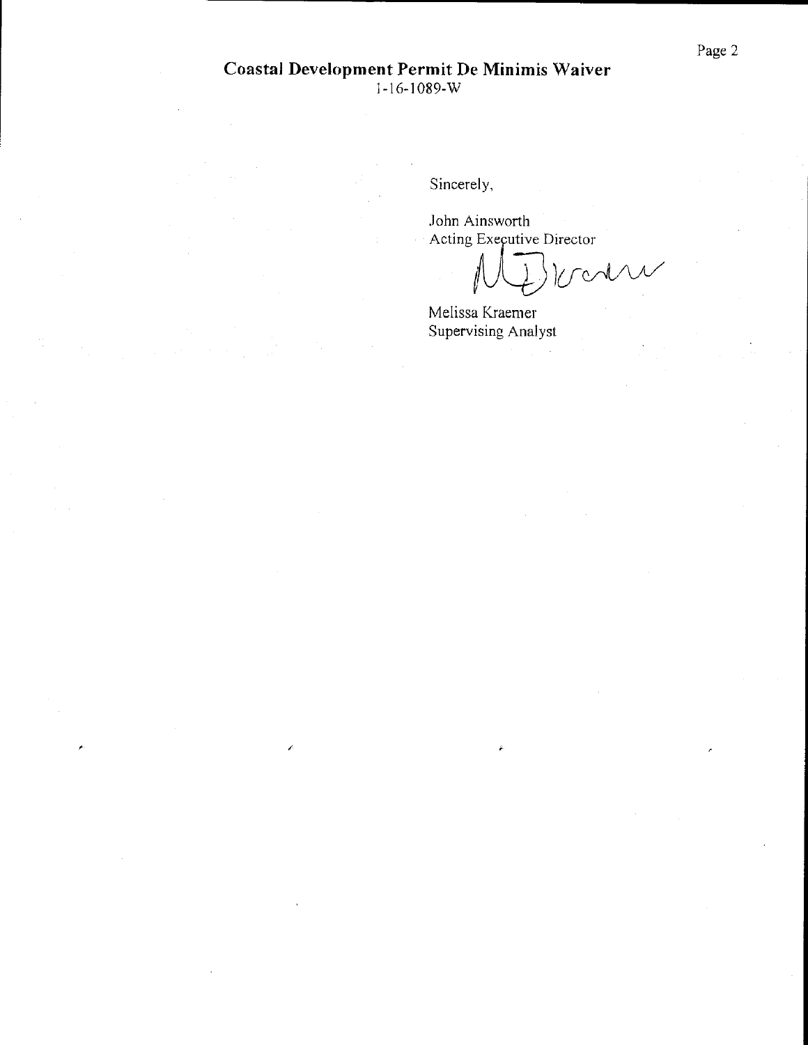**Coastal Development Permit De Minimis Waiver**
1-16-1089-W

Sincerely,

John Ainsworth
Acting Executive Director

Melissa Kraemer
Supervising Analyst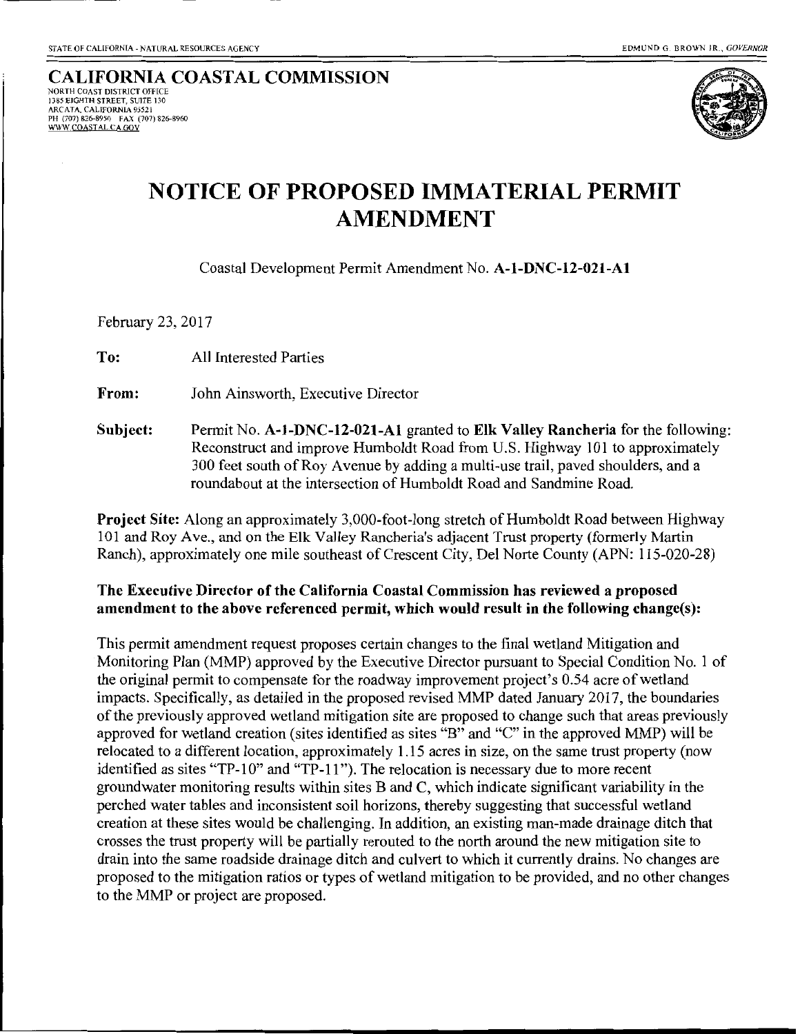STATE OF CALIFORNIA - NATURAL RESOURCES AGENCY EDMUND G. BROWN JR., *GOVERNOR*

**CALIFORNIA COASTAL COMMISSION**
NORTH COAST DISTRICT OFFICE
1385 EIGHTH STREET, SUITE 130
ARCATA, CALIFORNIA 95521
PH (707) 826-8950 FAX (707) 826-8960
WWW.COASTAL.CA.GOV

# NOTICE OF PROPOSED IMMATERIAL PERMIT AMENDMENT

Coastal Development Permit Amendment No. **A-1-DNC-12-021-A1**

February 23, 2017

**To:** All Interested Parties

**From:** John Ainsworth, Executive Director

**Subject:** Permit No. **A-1-DNC-12-021-A1** granted to **Elk Valley Rancheria** for the following: Reconstruct and improve Humboldt Road from U.S. Highway 101 to approximately 300 feet south of Roy Avenue by adding a multi-use trail, paved shoulders, and a roundabout at the intersection of Humboldt Road and Sandmine Road.

**Project Site:** Along an approximately 3,000-foot-long stretch of Humboldt Road between Highway 101 and Roy Ave., and on the Elk Valley Rancheria's adjacent Trust property (formerly Martin Ranch), approximately one mile southeast of Crescent City, Del Norte County (APN: 115-020-28)

**The Executive Director of the California Coastal Commission has reviewed a proposed amendment to the above referenced permit, which would result in the following change(s):**

This permit amendment request proposes certain changes to the final wetland Mitigation and Monitoring Plan (MMP) approved by the Executive Director pursuant to Special Condition No. 1 of the original permit to compensate for the roadway improvement project's 0.54 acre of wetland impacts. Specifically, as detailed in the proposed revised MMP dated January 2017, the boundaries of the previously approved wetland mitigation site are proposed to change such that areas previously approved for wetland creation (sites identified as sites "B" and "C" in the approved MMP) will be relocated to a different location, approximately 1.15 acres in size, on the same trust property (now identified as sites "TP-10" and "TP-11"). The relocation is necessary due to more recent groundwater monitoring results within sites B and C, which indicate significant variability in the perched water tables and inconsistent soil horizons, thereby suggesting that successful wetland creation at these sites would be challenging. In addition, an existing man-made drainage ditch that crosses the trust property will be partially rerouted to the north around the new mitigation site to drain into the same roadside drainage ditch and culvert to which it currently drains. No changes are proposed to the mitigation ratios or types of wetland mitigation to be provided, and no other changes to the MMP or project are proposed.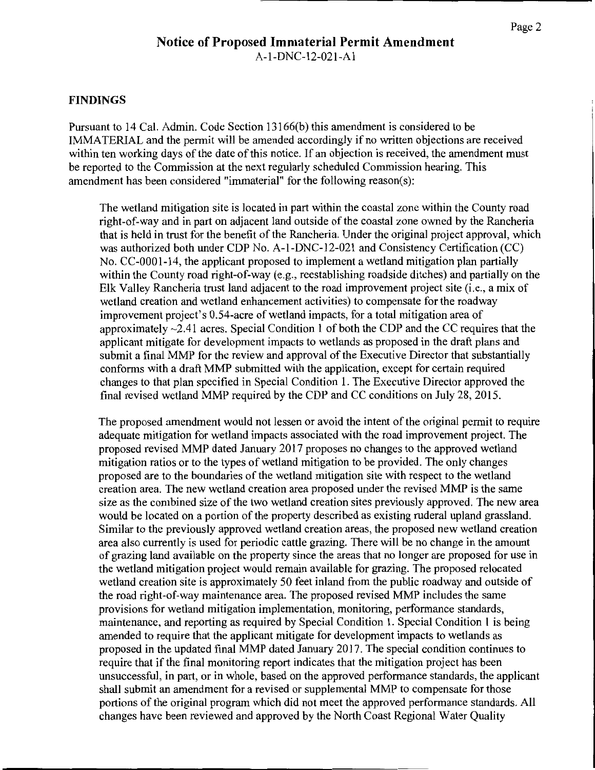## Notice of Proposed Immaterial Permit Amendment

A-1-DNC-12-021-A1

### FINDINGS

Pursuant to 14 Cal. Admin. Code Section 13166(b) this amendment is considered to be IMMATERIAL and the permit will be amended accordingly if no written objections are received within ten working days of the date of this notice. If an objection is received, the amendment must be reported to the Commission at the next regularly scheduled Commission hearing. This amendment has been considered "immaterial" for the following reason(s):

The wetland mitigation site is located in part within the coastal zone within the County road right-of-way and in part on adjacent land outside of the coastal zone owned by the Rancheria that is held in trust for the benefit of the Rancheria. Under the original project approval, which was authorized both under CDP No. A-1-DNC-12-021 and Consistency Certification (CC) No. CC-0001-14, the applicant proposed to implement a wetland mitigation plan partially within the County road right-of-way (e.g., reestablishing roadside ditches) and partially on the Elk Valley Rancheria trust land adjacent to the road improvement project site (i.e., a mix of wetland creation and wetland enhancement activities) to compensate for the roadway improvement project's 0.54-acre of wetland impacts, for a total mitigation area of approximately ~2.41 acres. Special Condition 1 of both the CDP and the CC requires that the applicant mitigate for development impacts to wetlands as proposed in the draft plans and submit a final MMP for the review and approval of the Executive Director that substantially conforms with a draft MMP submitted with the application, except for certain required changes to that plan specified in Special Condition 1. The Executive Director approved the final revised wetland MMP required by the CDP and CC conditions on July 28, 2015.

The proposed amendment would not lessen or avoid the intent of the original permit to require adequate mitigation for wetland impacts associated with the road improvement project. The proposed revised MMP dated January 2017 proposes no changes to the approved wetland mitigation ratios or to the types of wetland mitigation to be provided. The only changes proposed are to the boundaries of the wetland mitigation site with respect to the wetland creation area. The new wetland creation area proposed under the revised MMP is the same size as the combined size of the two wetland creation sites previously approved. The new area would be located on a portion of the property described as existing ruderal upland grassland. Similar to the previously approved wetland creation areas, the proposed new wetland creation area also currently is used for periodic cattle grazing. There will be no change in the amount of grazing land available on the property since the areas that no longer are proposed for use in the wetland mitigation project would remain available for grazing. The proposed relocated wetland creation site is approximately 50 feet inland from the public roadway and outside of the road right-of-way maintenance area. The proposed revised MMP includes the same provisions for wetland mitigation implementation, monitoring, performance standards, maintenance, and reporting as required by Special Condition 1. Special Condition 1 is being amended to require that the applicant mitigate for development impacts to wetlands as proposed in the updated final MMP dated January 2017. The special condition continues to require that if the final monitoring report indicates that the mitigation project has been unsuccessful, in part, or in whole, based on the approved performance standards, the applicant shall submit an amendment for a revised or supplemental MMP to compensate for those portions of the original program which did not meet the approved performance standards. All changes have been reviewed and approved by the North Coast Regional Water Quality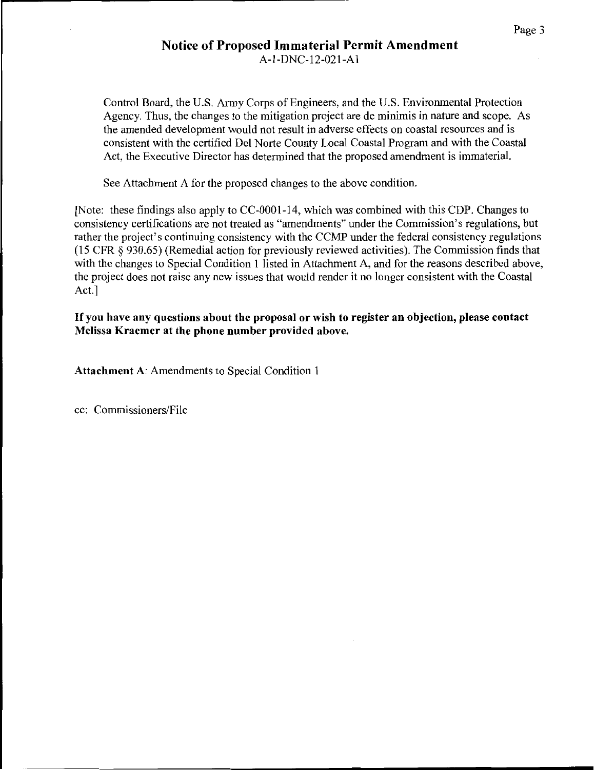## Notice of Proposed Immaterial Permit Amendment

A-1-DNC-12-021-A1

Control Board, the U.S. Army Corps of Engineers, and the U.S. Environmental Protection Agency. Thus, the changes to the mitigation project are de minimis in nature and scope. As the amended development would not result in adverse effects on coastal resources and is consistent with the certified Del Norte County Local Coastal Program and with the Coastal Act, the Executive Director has determined that the proposed amendment is immaterial.

See Attachment A for the proposed changes to the above condition.

[Note: these findings also apply to CC-0001-14, which was combined with this CDP. Changes to consistency certifications are not treated as "amendments" under the Commission's regulations, but rather the project's continuing consistency with the CCMP under the federal consistency regulations (15 CFR § 930.65) (Remedial action for previously reviewed activities). The Commission finds that with the changes to Special Condition 1 listed in Attachment A, and for the reasons described above, the project does not raise any new issues that would render it no longer consistent with the Coastal Act.]

**If you have any questions about the proposal or wish to register an objection, please contact Melissa Kraemer at the phone number provided above.**

**Attachment A**: Amendments to Special Condition 1

cc: Commissioners/File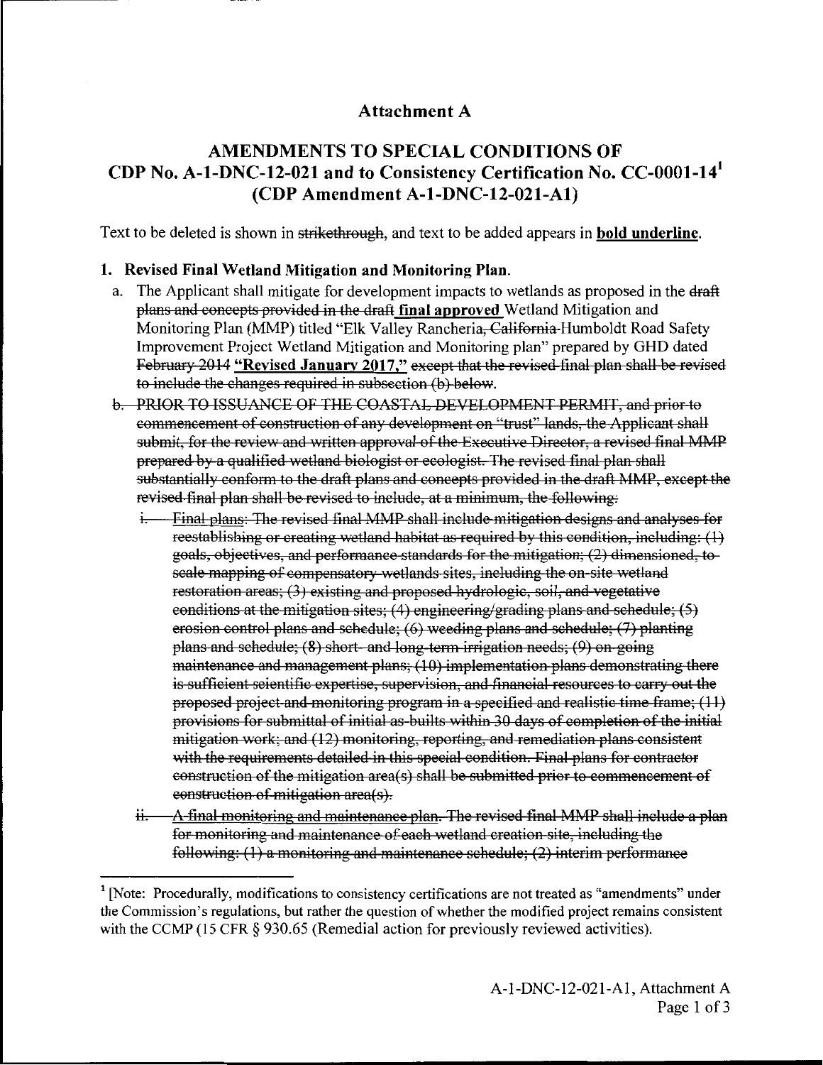# Attachment A

## AMENDMENTS TO SPECIAL CONDITIONS OF CDP No. A-1-DNC-12-021 and to Consistency Certification No. CC-0001-14[1] (CDP Amendment A-1-DNC-12-021-A1)

Text to be deleted is shown in ~~strikethrough~~, and text to be added appears in **<u>bold underline</u>**.

### 1. Revised Final Wetland Mitigation and Monitoring Plan.

a. The Applicant shall mitigate for development impacts to wetlands as proposed in the ~~draft plans and concepts provided in the draft~~ **<u>final approved</u>** Wetland Mitigation and Monitoring Plan (MMP) titled "Elk Valley Rancheria~~, California~~ Humboldt Road Safety Improvement Project Wetland Mitigation and Monitoring plan" prepared by GHD dated ~~February 2014~~ **<u>"Revised January 2017,"</u>** ~~except that the revised final plan shall be revised to include the changes required in subsection (b) below.~~

~~b. PRIOR TO ISSUANCE OF THE COASTAL DEVELOPMENT PERMIT, and prior to commencement of construction of any development on "trust" lands, the Applicant shall submit, for the review and written approval of the Executive Director, a revised final MMP prepared by a qualified wetland biologist or ecologist. The revised final plan shall substantially conform to the draft plans and concepts provided in the draft MMP, except the revised final plan shall be revised to include, at a minimum, the following:~~

~~i. Final plans: The revised final MMP shall include mitigation designs and analyses for reestablishing or creating wetland habitat as required by this condition, including: (1) goals, objectives, and performance standards for the mitigation; (2) dimensioned, to-scale mapping of compensatory wetlands sites, including the on-site wetland restoration areas; (3) existing and proposed hydrologic, soil, and vegetative conditions at the mitigation sites; (4) engineering/grading plans and schedule; (5) erosion control plans and schedule; (6) weeding plans and schedule; (7) planting plans and schedule; (8) short- and long-term irrigation needs; (9) on-going maintenance and management plans; (10) implementation plans demonstrating there is sufficient scientific expertise, supervision, and financial resources to carry out the proposed project and monitoring program in a specified and realistic time frame; (11) provisions for submittal of initial as-builts within 30 days of completion of the initial mitigation work; and (12) monitoring, reporting, and remediation plans consistent with the requirements detailed in this special condition. Final plans for contractor construction of the mitigation area(s) shall be submitted prior to commencement of construction of mitigation area(s).~~

~~ii. A final monitoring and maintenance plan. The revised final MMP shall include a plan for monitoring and maintenance of each wetland creation site, including the following: (1) a monitoring and maintenance schedule; (2) interim performance~~

---

[1] [Note: Procedurally, modifications to consistency certifications are not treated as "amendments" under the Commission's regulations, but rather the question of whether the modified project remains consistent with the CCMP (15 CFR § 930.65 (Remedial action for previously reviewed activities).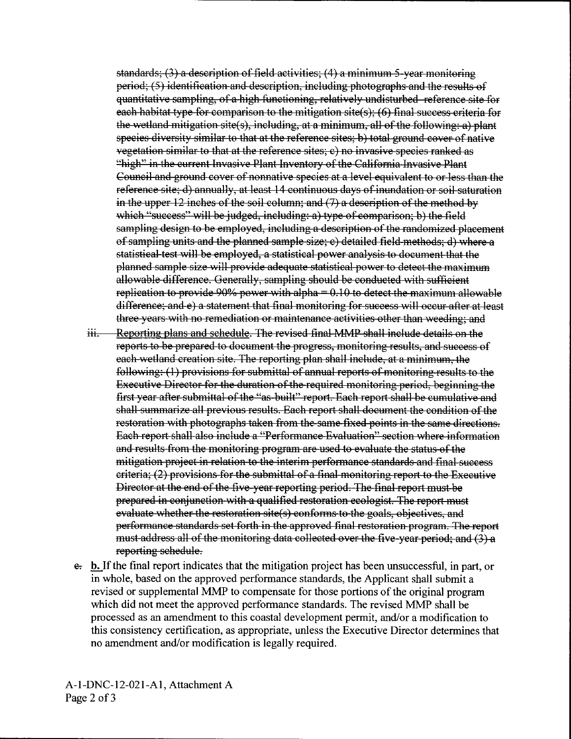~~standards; (3) a description of field activities; (4) a minimum 5-year monitoring period; (5) identification and description, including photographs and the results of quantitative sampling, of a high functioning, relatively undisturbed reference site for each habitat type for comparison to the mitigation site(s); (6) final success criteria for the wetland mitigation site(s), including, at a minimum, all of the following: a) plant species diversity similar to that at the reference sites; b) total ground cover of native vegetation similar to that at the reference sites; c) no invasive species ranked as "high" in the current Invasive Plant Inventory of the California Invasive Plant Council and ground cover of nonnative species at a level equivalent to or less than the reference site; d) annually, at least 14 continuous days of inundation or soil saturation in the upper 12 inches of the soil column; and (7) a description of the method by which "success" will be judged, including: a) type of comparison; b) the field sampling design to be employed, including a description of the randomized placement of sampling units and the planned sample size; c) detailed field methods; d) where a statistical test will be employed, a statistical power analysis to document that the planned sample size will provide adequate statistical power to detect the maximum allowable difference. Generally, sampling should be conducted with sufficient replication to provide 90% power with alpha = 0.10 to detect the maximum allowable difference; and e) a statement that final monitoring for success will occur after at least three years with no remediation or maintenance activities other than weeding; and~~

iii. ~~Reporting plans and schedule. The revised final MMP shall include details on the reports to be prepared to document the progress, monitoring results, and success of each wetland creation site. The reporting plan shall include, at a minimum, the following: (1) provisions for submittal of annual reports of monitoring results to the Executive Director for the duration of the required monitoring period, beginning the first year after submittal of the "as-built" report. Each report shall be cumulative and shall summarize all previous results. Each report shall document the condition of the restoration with photographs taken from the same fixed points in the same directions. Each report shall also include a "Performance Evaluation" section where information and results from the monitoring program are used to evaluate the status of the mitigation project in relation to the interim performance standards and final success criteria; (2) provisions for the submittal of a final monitoring report to the Executive Director at the end of the five-year reporting period. The final report must be prepared in conjunction with a qualified restoration ecologist. The report must evaluate whether the restoration site(s) conforms to the goals, objectives, and performance standards set forth in the approved final restoration program. The report must address all of the monitoring data collected over the five-year period; and (3) a reporting schedule.~~

~~e.~~ **b.** If the final report indicates that the mitigation project has been unsuccessful, in part, or in whole, based on the approved performance standards, the Applicant shall submit a revised or supplemental MMP to compensate for those portions of the original program which did not meet the approved performance standards. The revised MMP shall be processed as an amendment to this coastal development permit, and/or a modification to this consistency certification, as appropriate, unless the Executive Director determines that no amendment and/or modification is legally required.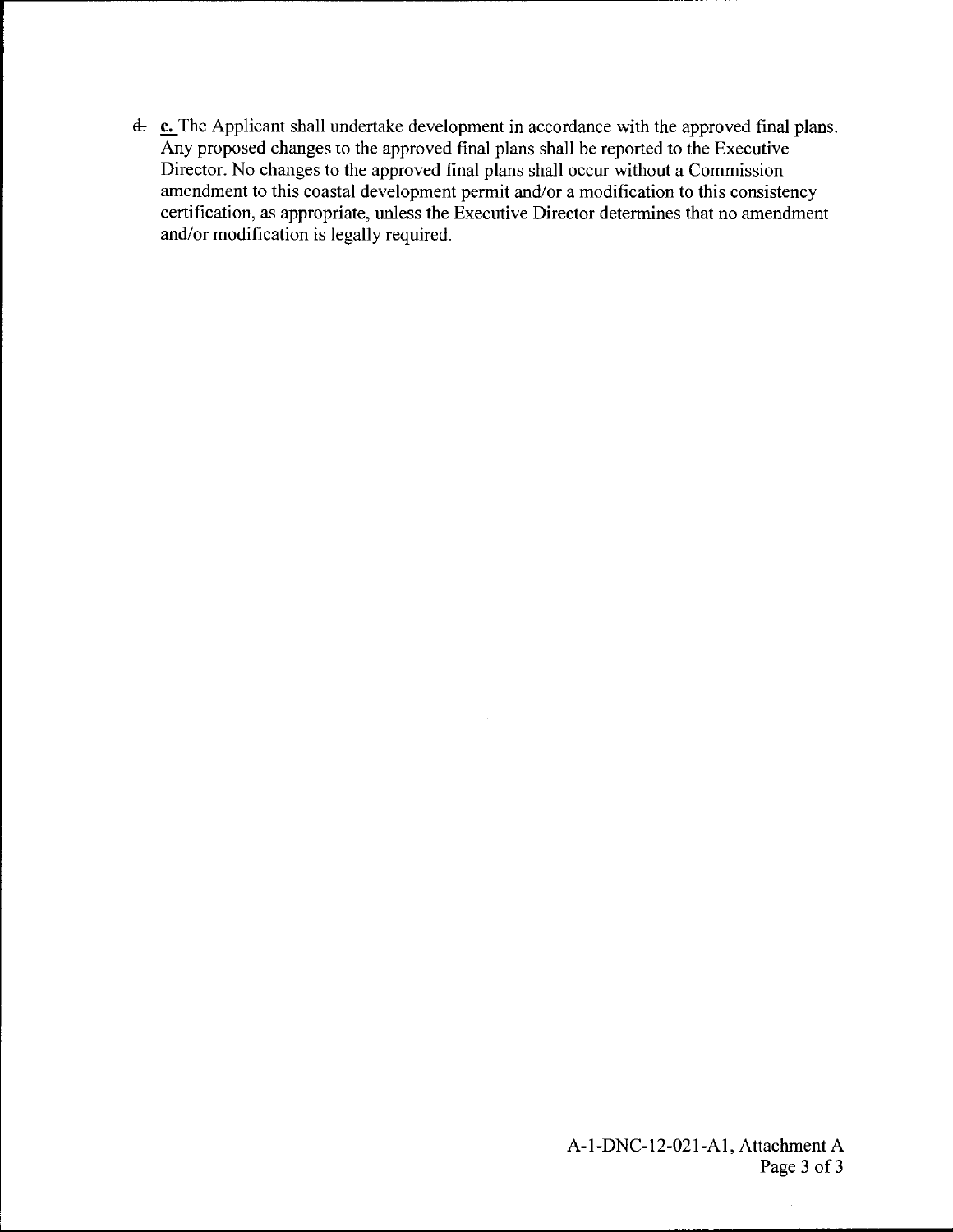~~d.~~ **c.** The Applicant shall undertake development in accordance with the approved final plans. Any proposed changes to the approved final plans shall be reported to the Executive Director. No changes to the approved final plans shall occur without a Commission amendment to this coastal development permit and/or a modification to this consistency certification, as appropriate, unless the Executive Director determines that no amendment and/or modification is legally required.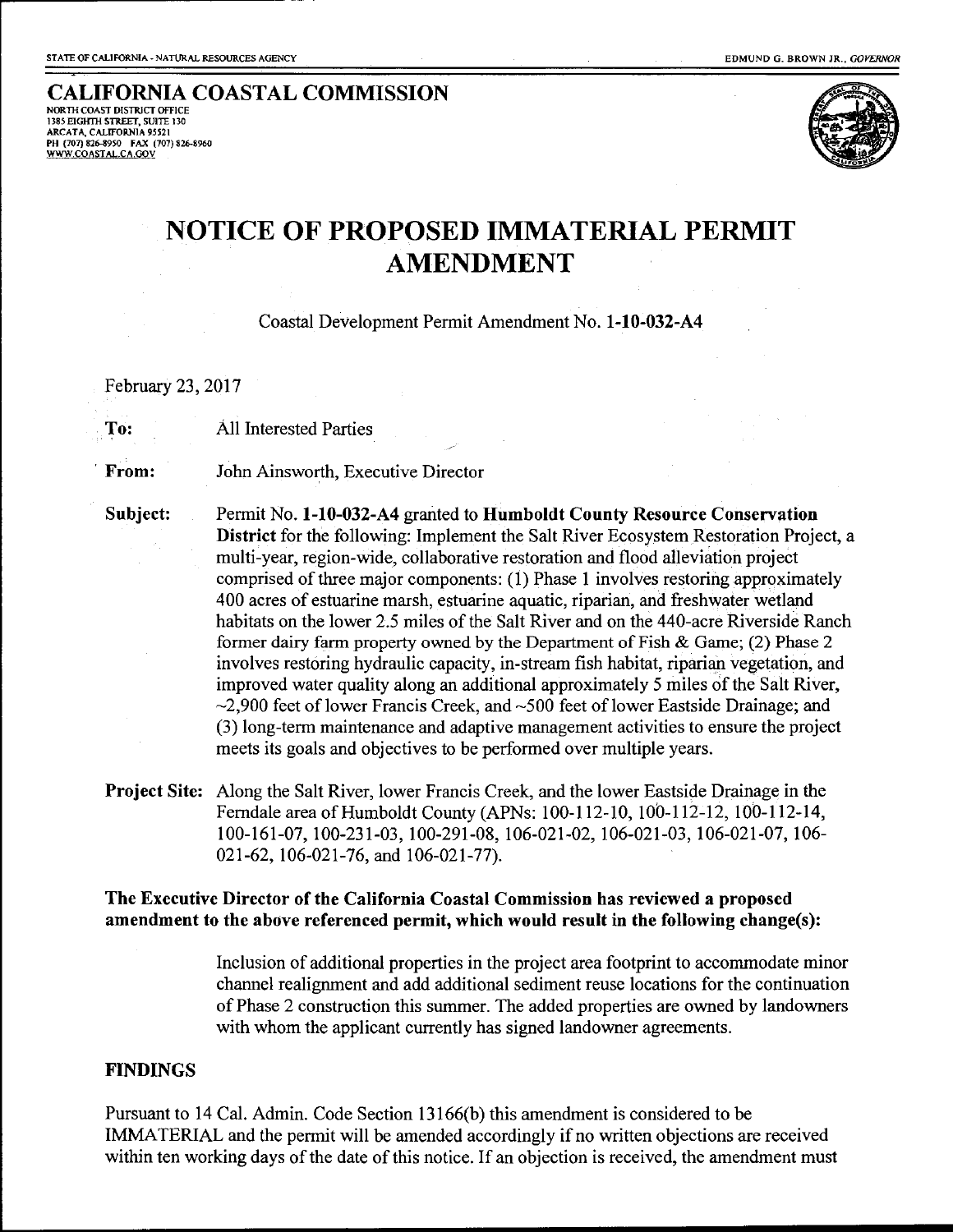STATE OF CALIFORNIA - NATURAL RESOURCES AGENCY EDMUND G. BROWN JR., *GOVERNOR*

**CALIFORNIA COASTAL COMMISSION**
NORTH COAST DISTRICT OFFICE
1385 EIGHTH STREET, SUITE 130
ARCATA, CALIFORNIA 95521
PH (707) 826-8950 FAX (707) 826-8960
WWW.COASTAL.CA.GOV

# NOTICE OF PROPOSED IMMATERIAL PERMIT AMENDMENT

Coastal Development Permit Amendment No. **1-10-032-A4**

February 23, 2017

**To:** All Interested Parties

**From:** John Ainsworth, Executive Director

**Subject:** Permit No. **1-10-032-A4** granted to **Humboldt County Resource Conservation District** for the following: Implement the Salt River Ecosystem Restoration Project, a multi-year, region-wide, collaborative restoration and flood alleviation project comprised of three major components: (1) Phase 1 involves restoring approximately 400 acres of estuarine marsh, estuarine aquatic, riparian, and freshwater wetland habitats on the lower 2.5 miles of the Salt River and on the 440-acre Riverside Ranch former dairy farm property owned by the Department of Fish & Game; (2) Phase 2 involves restoring hydraulic capacity, in-stream fish habitat, riparian vegetation, and improved water quality along an additional approximately 5 miles of the Salt River, ~2,900 feet of lower Francis Creek, and ~500 feet of lower Eastside Drainage; and (3) long-term maintenance and adaptive management activities to ensure the project meets its goals and objectives to be performed over multiple years.

**Project Site:** Along the Salt River, lower Francis Creek, and the lower Eastside Drainage in the Ferndale area of Humboldt County (APNs: 100-112-10, 100-112-12, 100-112-14, 100-161-07, 100-231-03, 100-291-08, 106-021-02, 106-021-03, 106-021-07, 106-021-62, 106-021-76, and 106-021-77).

**The Executive Director of the California Coastal Commission has reviewed a proposed amendment to the above referenced permit, which would result in the following change(s):**

Inclusion of additional properties in the project area footprint to accommodate minor channel realignment and add additional sediment reuse locations for the continuation of Phase 2 construction this summer. The added properties are owned by landowners with whom the applicant currently has signed landowner agreements.

## FINDINGS

Pursuant to 14 Cal. Admin. Code Section 13166(b) this amendment is considered to be IMMATERIAL and the permit will be amended accordingly if no written objections are received within ten working days of the date of this notice. If an objection is received, the amendment must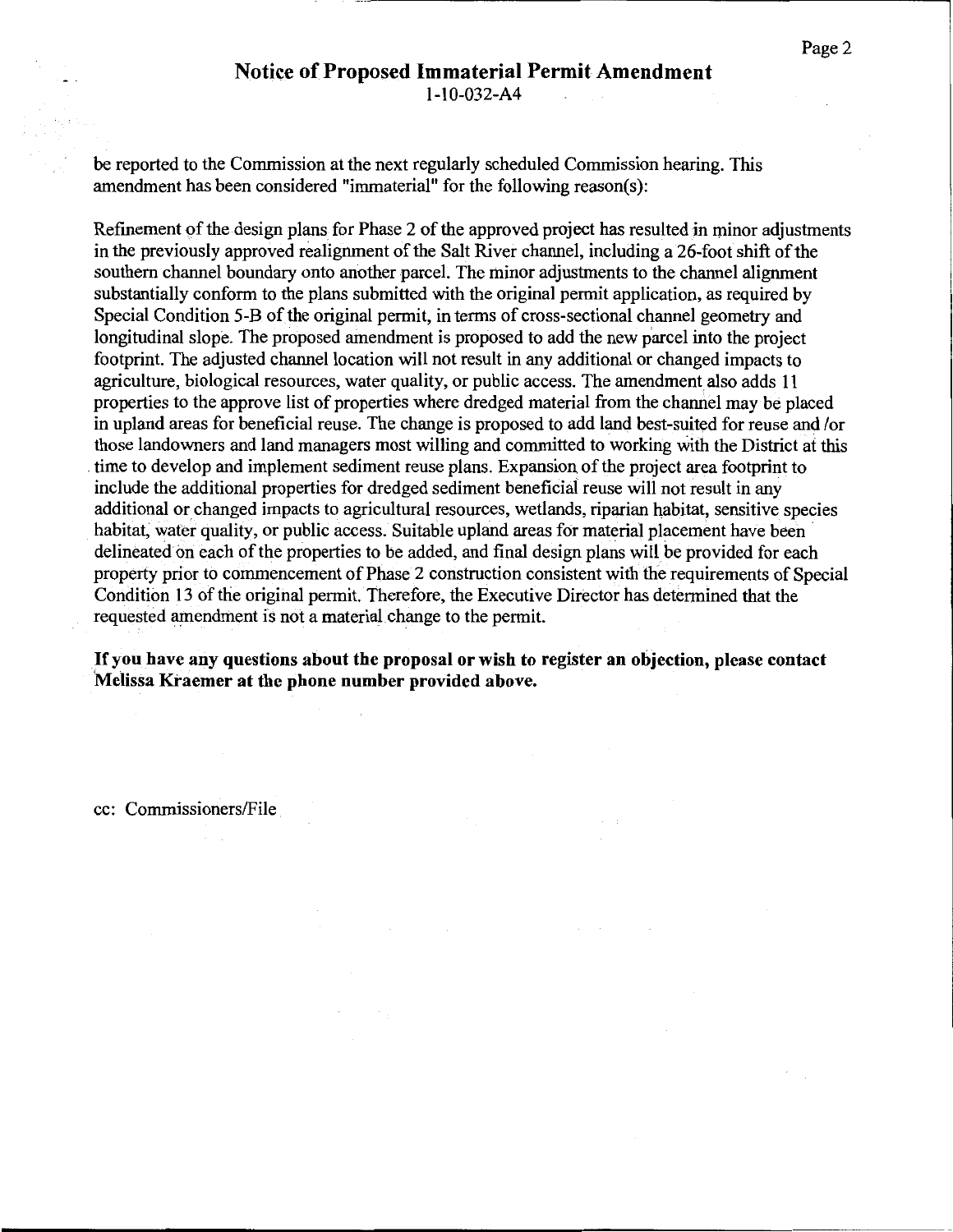## Notice of Proposed Immaterial Permit Amendment

1-10-032-A4

be reported to the Commission at the next regularly scheduled Commission hearing. This amendment has been considered "immaterial" for the following reason(s):

Refinement of the design plans for Phase 2 of the approved project has resulted in minor adjustments in the previously approved realignment of the Salt River channel, including a 26-foot shift of the southern channel boundary onto another parcel. The minor adjustments to the channel alignment substantially conform to the plans submitted with the original permit application, as required by Special Condition 5-B of the original permit, in terms of cross-sectional channel geometry and longitudinal slope. The proposed amendment is proposed to add the new parcel into the project footprint. The adjusted channel location will not result in any additional or changed impacts to agriculture, biological resources, water quality, or public access. The amendment also adds 11 properties to the approve list of properties where dredged material from the channel may be placed in upland areas for beneficial reuse. The change is proposed to add land best-suited for reuse and /or those landowners and land managers most willing and committed to working with the District at this time to develop and implement sediment reuse plans. Expansion of the project area footprint to include the additional properties for dredged sediment beneficial reuse will not result in any additional or changed impacts to agricultural resources, wetlands, riparian habitat, sensitive species habitat, water quality, or public access. Suitable upland areas for material placement have been delineated on each of the properties to be added, and final design plans will be provided for each property prior to commencement of Phase 2 construction consistent with the requirements of Special Condition 13 of the original permit. Therefore, the Executive Director has determined that the requested amendment is not a material change to the permit.

**If you have any questions about the proposal or wish to register an objection, please contact Melissa Kraemer at the phone number provided above.**

cc: Commissioners/File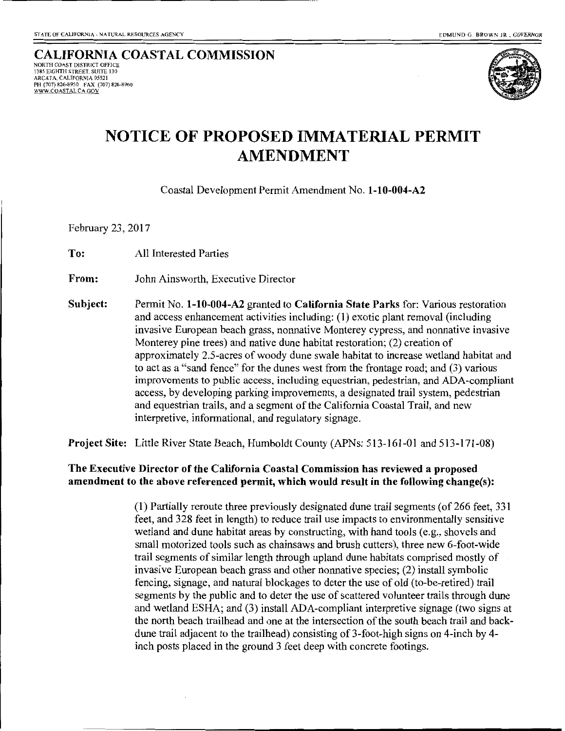STATE OF CALIFORNIA - NATURAL RESOURCES AGENCY

EDMUND G. BROWN JR., GOVERNOR

**CALIFORNIA COASTAL COMMISSION**
NORTH COAST DISTRICT OFFICE
1385 EIGHTH STREET, SUITE 130
ARCATA, CALIFORNIA 95521
PH (707) 826-8950 FAX (707) 826-8960
WWW.COASTAL.CA.GOV

# NOTICE OF PROPOSED IMMATERIAL PERMIT AMENDMENT

Coastal Development Permit Amendment No. **1-10-004-A2**

February 23, 2017

**To:** All Interested Parties

**From:** John Ainsworth, Executive Director

**Subject:** Permit No. **1-10-004-A2** granted to **California State Parks** for: Various restoration and access enhancement activities including: (1) exotic plant removal (including invasive European beach grass, nonnative Monterey cypress, and nonnative invasive Monterey pine trees) and native dune habitat restoration; (2) creation of approximately 2.5-acres of woody dune swale habitat to increase wetland habitat and to act as a "sand fence" for the dunes west from the frontage road; and (3) various improvements to public access, including equestrian, pedestrian, and ADA-compliant access, by developing parking improvements, a designated trail system, pedestrian and equestrian trails, and a segment of the California Coastal Trail, and new interpretive, informational, and regulatory signage.

**Project Site:** Little River State Beach, Humboldt County (APNs: 513-161-01 and 513-171-08)

**The Executive Director of the California Coastal Commission has reviewed a proposed amendment to the above referenced permit, which would result in the following change(s):**

(1) Partially reroute three previously designated dune trail segments (of 266 feet, 331 feet, and 328 feet in length) to reduce trail use impacts to environmentally sensitive wetland and dune habitat areas by constructing, with hand tools (e.g., shovels and small motorized tools such as chainsaws and brush cutters), three new 6-foot-wide trail segments of similar length through upland dune habitats comprised mostly of invasive European beach grass and other nonnative species; (2) install symbolic fencing, signage, and natural blockages to deter the use of old (to-be-retired) trail segments by the public and to deter the use of scattered volunteer trails through dune and wetland ESHA; and (3) install ADA-compliant interpretive signage (two signs at the north beach trailhead and one at the intersection of the south beach trail and back-dune trail adjacent to the trailhead) consisting of 3-foot-high signs on 4-inch by 4-inch posts placed in the ground 3 feet deep with concrete footings.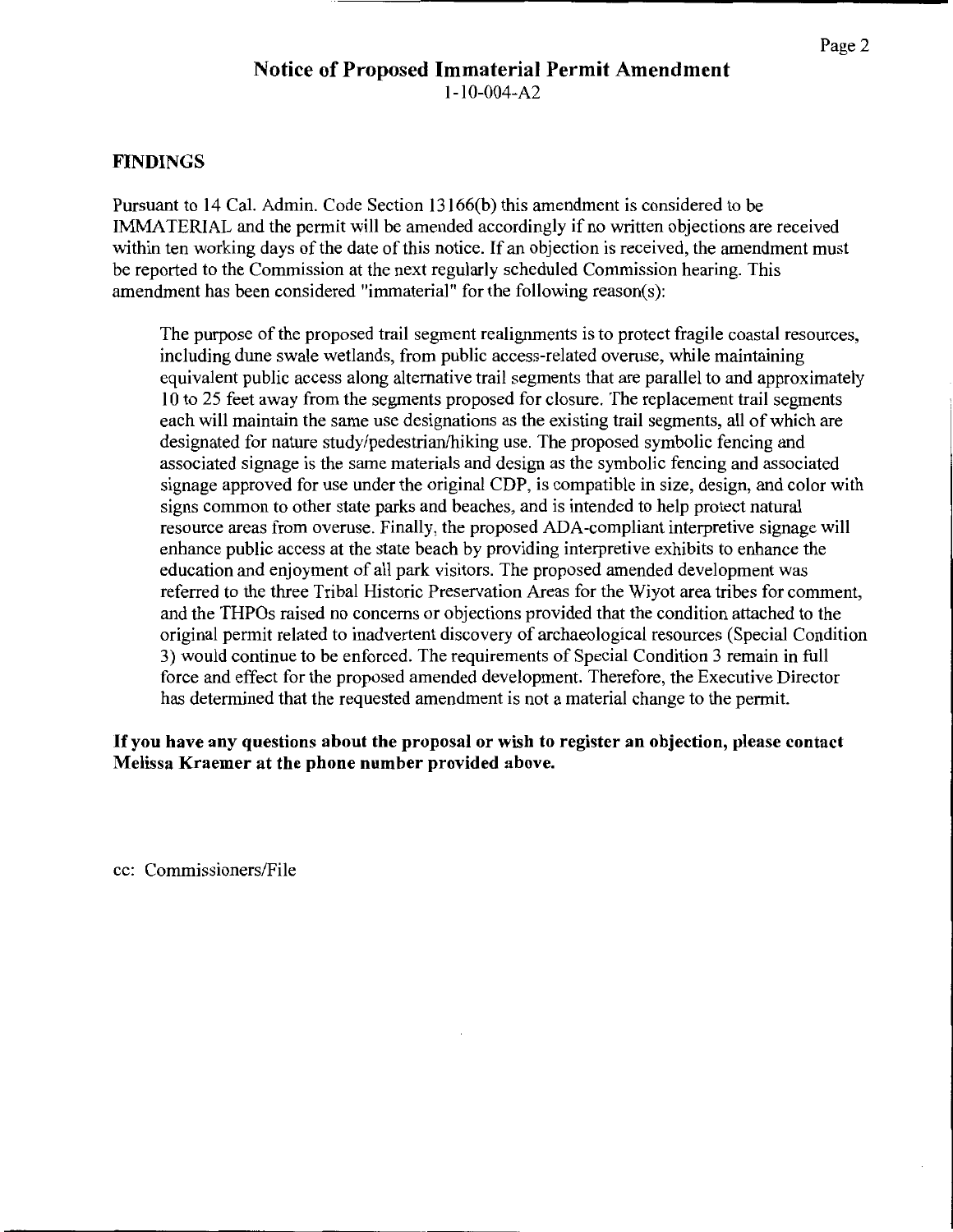## Notice of Proposed Immaterial Permit Amendment

1-10-004-A2

### FINDINGS

Pursuant to 14 Cal. Admin. Code Section 13166(b) this amendment is considered to be IMMATERIAL and the permit will be amended accordingly if no written objections are received within ten working days of the date of this notice. If an objection is received, the amendment must be reported to the Commission at the next regularly scheduled Commission hearing. This amendment has been considered "immaterial" for the following reason(s):

> The purpose of the proposed trail segment realignments is to protect fragile coastal resources, including dune swale wetlands, from public access-related overuse, while maintaining equivalent public access along alternative trail segments that are parallel to and approximately 10 to 25 feet away from the segments proposed for closure. The replacement trail segments each will maintain the same use designations as the existing trail segments, all of which are designated for nature study/pedestrian/hiking use. The proposed symbolic fencing and associated signage is the same materials and design as the symbolic fencing and associated signage approved for use under the original CDP, is compatible in size, design, and color with signs common to other state parks and beaches, and is intended to help protect natural resource areas from overuse. Finally, the proposed ADA-compliant interpretive signage will enhance public access at the state beach by providing interpretive exhibits to enhance the education and enjoyment of all park visitors. The proposed amended development was referred to the three Tribal Historic Preservation Areas for the Wiyot area tribes for comment, and the THPOs raised no concerns or objections provided that the condition attached to the original permit related to inadvertent discovery of archaeological resources (Special Condition 3) would continue to be enforced. The requirements of Special Condition 3 remain in full force and effect for the proposed amended development. Therefore, the Executive Director has determined that the requested amendment is not a material change to the permit.

**If you have any questions about the proposal or wish to register an objection, please contact Melissa Kraemer at the phone number provided above.**

cc: Commissioners/File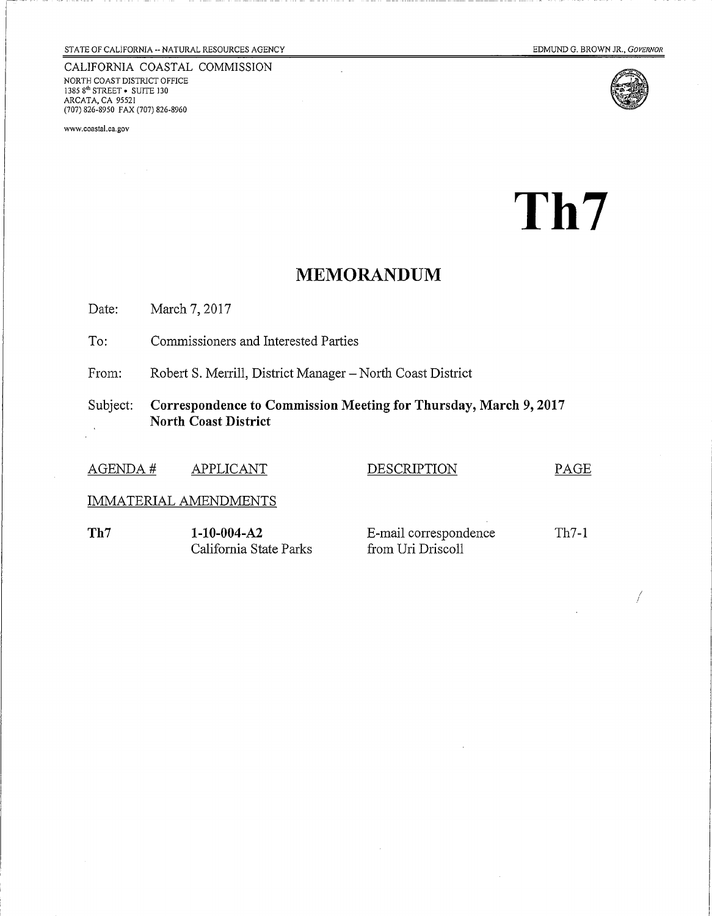STATE OF CALIFORNIA -- NATURAL RESOURCES AGENCY

EDMUND G. BROWN JR., *GOVERNOR*

CALIFORNIA COASTAL COMMISSION
NORTH COAST DISTRICT OFFICE
1385 8th STREET • SUITE 130
ARCATA, CA 95521
(707) 826-8950 FAX (707) 826-8960

www.coastal.ca.gov

# Th7

## MEMORANDUM

Date: March 7, 2017

To: Commissioners and Interested Parties

From: Robert S. Merrill, District Manager – North Coast District

Subject: **Correspondence to Commission Meeting for Thursday, March 9, 2017 North Coast District**

| AGENDA # | APPLICANT | DESCRIPTION | PAGE |
|---|---|---|---|
| IMMATERIAL AMENDMENTS | | | |
| **Th7** | **1-10-004-A2** California State Parks | E-mail correspondence from Uri Driscoll | Th7-1 |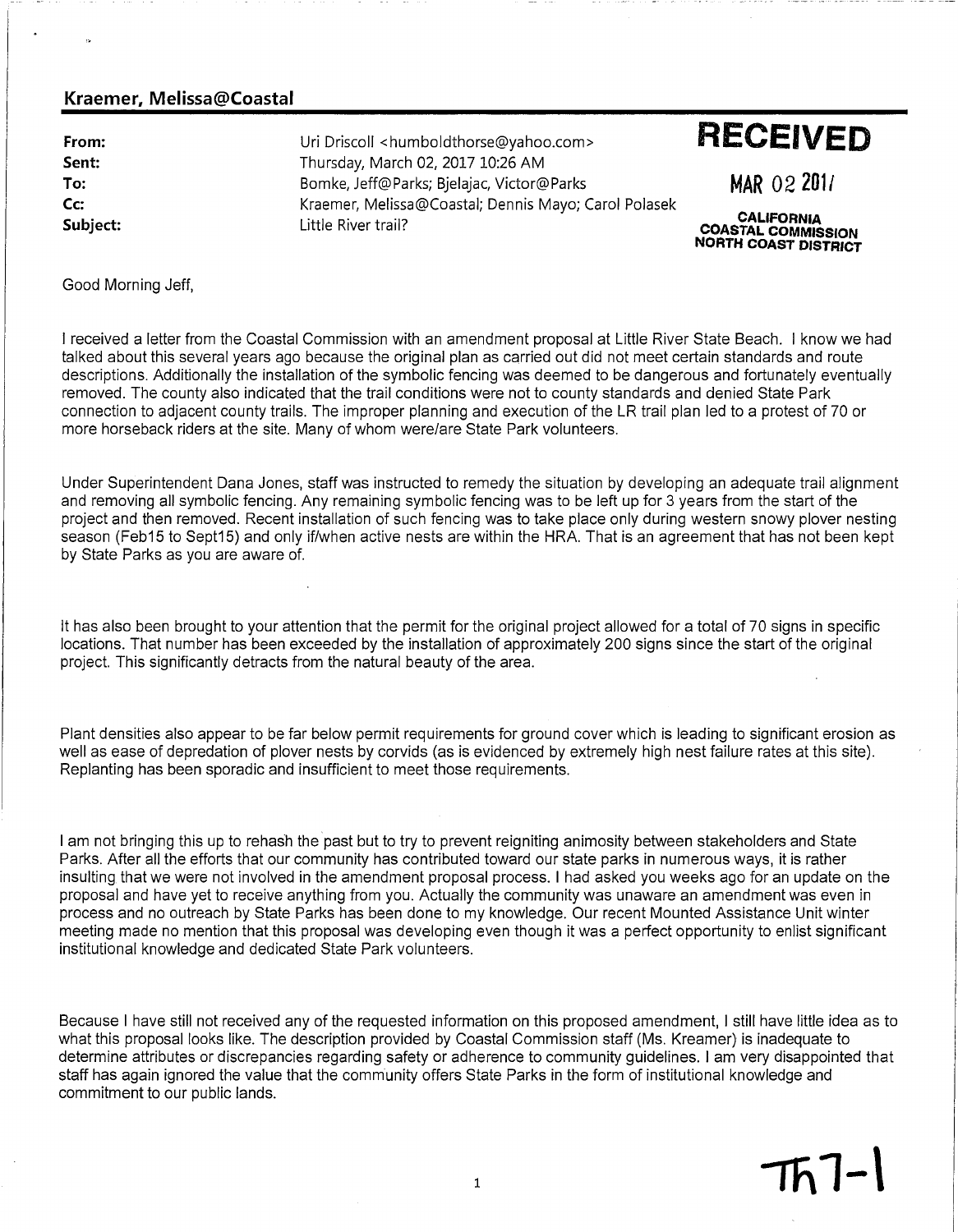**Kraemer, Melissa@Coastal**

| | |
|---|---|
| **From:** | Uri Driscoll <humboldthorse@yahoo.com> |
| **Sent:** | Thursday, March 02, 2017 10:26 AM |
| **To:** | Bomke, Jeff@Parks; Bjelajac, Victor@Parks |
| **Cc:** | Kraemer, Melissa@Coastal; Dennis Mayo; Carol Polasek |
| **Subject:** | Little River trail? |

**RECEIVED**

MAR 02 2017

CALIFORNIA COASTAL COMMISSION NORTH COAST DISTRICT

Good Morning Jeff,

I received a letter from the Coastal Commission with an amendment proposal at Little River State Beach. I know we had talked about this several years ago because the original plan as carried out did not meet certain standards and route descriptions. Additionally the installation of the symbolic fencing was deemed to be dangerous and fortunately eventually removed. The county also indicated that the trail conditions were not to county standards and denied State Park connection to adjacent county trails. The improper planning and execution of the LR trail plan led to a protest of 70 or more horseback riders at the site. Many of whom were/are State Park volunteers.

Under Superintendent Dana Jones, staff was instructed to remedy the situation by developing an adequate trail alignment and removing all symbolic fencing. Any remaining symbolic fencing was to be left up for 3 years from the start of the project and then removed. Recent installation of such fencing was to take place only during western snowy plover nesting season (Feb15 to Sept15) and only if/when active nests are within the HRA. That is an agreement that has not been kept by State Parks as you are aware of.

It has also been brought to your attention that the permit for the original project allowed for a total of 70 signs in specific locations. That number has been exceeded by the installation of approximately 200 signs since the start of the original project. This significantly detracts from the natural beauty of the area.

Plant densities also appear to be far below permit requirements for ground cover which is leading to significant erosion as well as ease of depredation of plover nests by corvids (as is evidenced by extremely high nest failure rates at this site). Replanting has been sporadic and insufficient to meet those requirements.

I am not bringing this up to rehash the past but to try to prevent reigniting animosity between stakeholders and State Parks. After all the efforts that our community has contributed toward our state parks in numerous ways, it is rather insulting that we were not involved in the amendment proposal process. I had asked you weeks ago for an update on the proposal and have yet to receive anything from you. Actually the community was unaware an amendment was even in process and no outreach by State Parks has been done to my knowledge. Our recent Mounted Assistance Unit winter meeting made no mention that this proposal was developing even though it was a perfect opportunity to enlist significant institutional knowledge and dedicated State Park volunteers.

Because I have still not received any of the requested information on this proposed amendment, I still have little idea as to what this proposal looks like. The description provided by Coastal Commission staff (Ms. Kreamer) is inadequate to determine attributes or discrepancies regarding safety or adherence to community guidelines. I am very disappointed that staff has again ignored the value that the community offers State Parks in the form of institutional knowledge and commitment to our public lands.

Th7-1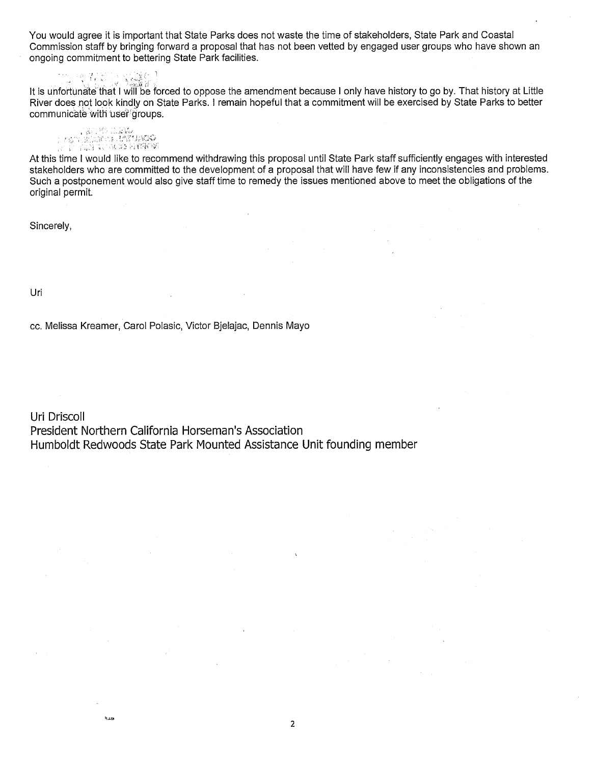You would agree it is important that State Parks does not waste the time of stakeholders, State Park and Coastal Commission staff by bringing forward a proposal that has not been vetted by engaged user groups who have shown an ongoing commitment to bettering State Park facilities.

It is unfortunate that I will be forced to oppose the amendment because I only have history to go by. That history at Little River does not look kindly on State Parks. I remain hopeful that a commitment will be exercised by State Parks to better communicate with user groups.

At this time I would like to recommend withdrawing this proposal until State Park staff sufficiently engages with interested stakeholders who are committed to the development of a proposal that will have few if any inconsistencies and problems. Such a postponement would also give staff time to remedy the issues mentioned above to meet the obligations of the original permit.

Sincerely,

Uri

cc. Melissa Kreamer, Carol Polasic, Victor Bjelajac, Dennis Mayo

Uri Driscoll
President Northern California Horseman's Association
Humboldt Redwoods State Park Mounted Assistance Unit founding member